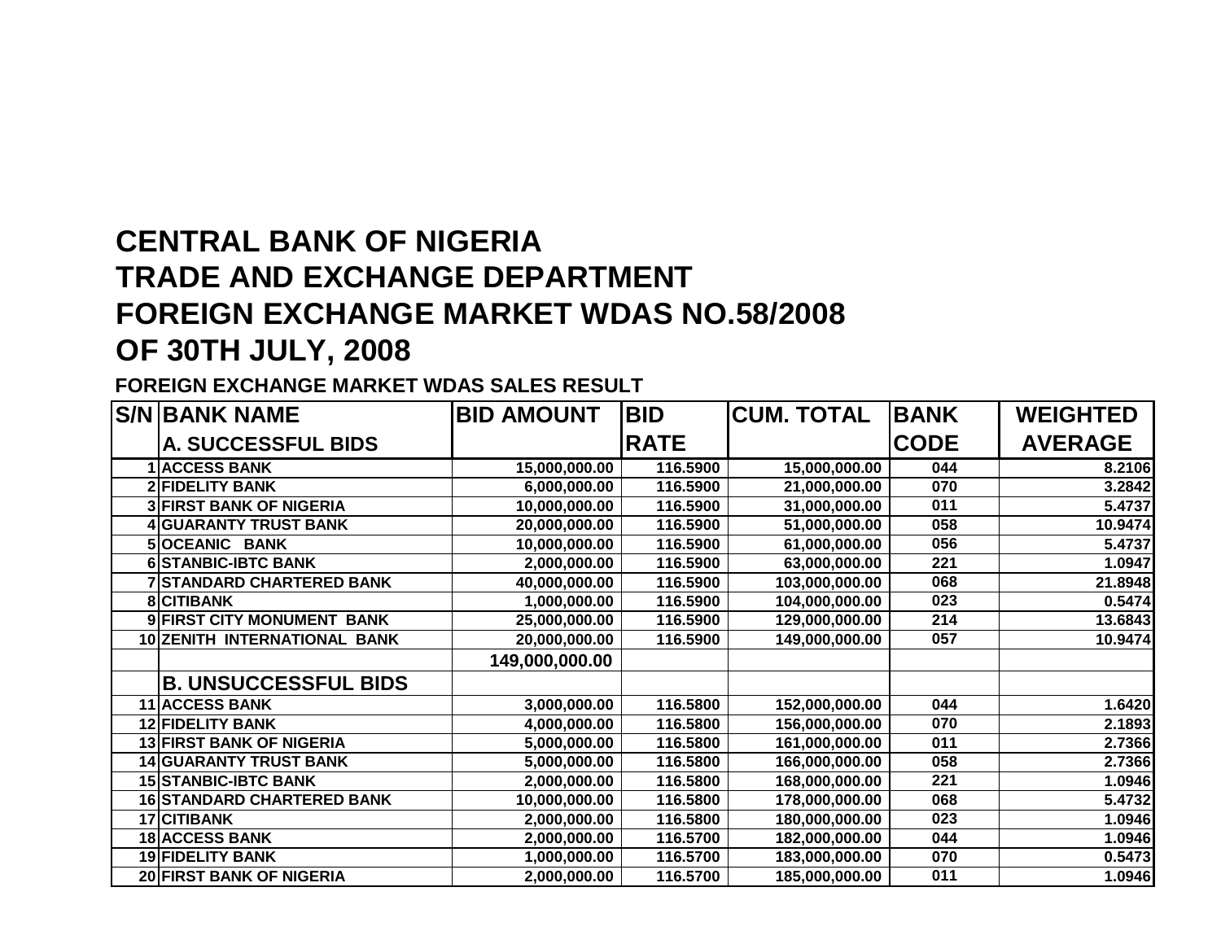# CENTRAL BANK OF NIGERIA
# TRADE AND EXCHANGE DEPARTMENT
# FOREIGN EXCHANGE MARKET WDAS NO.58/2008
# OF 30TH JULY, 2008

**FOREIGN EXCHANGE MARKET WDAS SALES RESULT**

| S/N | BANK NAME | BID AMOUNT | BID RATE | CUM. TOTAL | BANK CODE | WEIGHTED AVERAGE |
|---|---|---|---|---|---|---|
| | **A. SUCCESSFUL BIDS** | | | | | |
| 1 | ACCESS BANK | 15,000,000.00 | 116.5900 | 15,000,000.00 | 044 | 8.2106 |
| 2 | FIDELITY BANK | 6,000,000.00 | 116.5900 | 21,000,000.00 | 070 | 3.2842 |
| 3 | FIRST BANK OF NIGERIA | 10,000,000.00 | 116.5900 | 31,000,000.00 | 011 | 5.4737 |
| 4 | GUARANTY TRUST BANK | 20,000,000.00 | 116.5900 | 51,000,000.00 | 058 | 10.9474 |
| 5 | OCEANIC BANK | 10,000,000.00 | 116.5900 | 61,000,000.00 | 056 | 5.4737 |
| 6 | STANBIC-IBTC BANK | 2,000,000.00 | 116.5900 | 63,000,000.00 | 221 | 1.0947 |
| 7 | STANDARD CHARTERED BANK | 40,000,000.00 | 116.5900 | 103,000,000.00 | 068 | 21.8948 |
| 8 | CITIBANK | 1,000,000.00 | 116.5900 | 104,000,000.00 | 023 | 0.5474 |
| 9 | FIRST CITY MONUMENT BANK | 25,000,000.00 | 116.5900 | 129,000,000.00 | 214 | 13.6843 |
| 10 | ZENITH INTERNATIONAL BANK | 20,000,000.00 | 116.5900 | 149,000,000.00 | 057 | 10.9474 |
| | | **149,000,000.00** | | | | |
| | **B. UNSUCCESSFUL BIDS** | | | | | |
| 11 | ACCESS BANK | 3,000,000.00 | 116.5800 | 152,000,000.00 | 044 | 1.6420 |
| 12 | FIDELITY BANK | 4,000,000.00 | 116.5800 | 156,000,000.00 | 070 | 2.1893 |
| 13 | FIRST BANK OF NIGERIA | 5,000,000.00 | 116.5800 | 161,000,000.00 | 011 | 2.7366 |
| 14 | GUARANTY TRUST BANK | 5,000,000.00 | 116.5800 | 166,000,000.00 | 058 | 2.7366 |
| 15 | STANBIC-IBTC BANK | 2,000,000.00 | 116.5800 | 168,000,000.00 | 221 | 1.0946 |
| 16 | STANDARD CHARTERED BANK | 10,000,000.00 | 116.5800 | 178,000,000.00 | 068 | 5.4732 |
| 17 | CITIBANK | 2,000,000.00 | 116.5800 | 180,000,000.00 | 023 | 1.0946 |
| 18 | ACCESS BANK | 2,000,000.00 | 116.5700 | 182,000,000.00 | 044 | 1.0946 |
| 19 | FIDELITY BANK | 1,000,000.00 | 116.5700 | 183,000,000.00 | 070 | 0.5473 |
| 20 | FIRST BANK OF NIGERIA | 2,000,000.00 | 116.5700 | 185,000,000.00 | 011 | 1.0946 |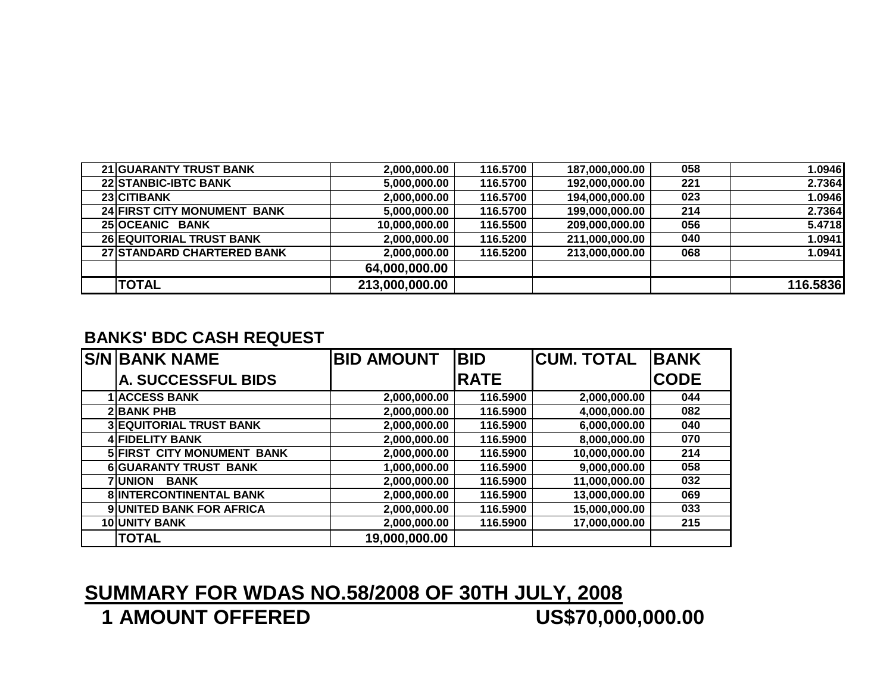| | | | | | | |
|---|---|---|---|---|---|---|
| 21 | GUARANTY TRUST BANK | 2,000,000.00 | 116.5700 | 187,000,000.00 | 058 | 1.0946 |
| 22 | STANBIC-IBTC BANK | 5,000,000.00 | 116.5700 | 192,000,000.00 | 221 | 2.7364 |
| 23 | CITIBANK | 2,000,000.00 | 116.5700 | 194,000,000.00 | 023 | 1.0946 |
| 24 | FIRST CITY MONUMENT BANK | 5,000,000.00 | 116.5700 | 199,000,000.00 | 214 | 2.7364 |
| 25 | OCEANIC BANK | 10,000,000.00 | 116.5500 | 209,000,000.00 | 056 | 5.4718 |
| 26 | EQUITORIAL TRUST BANK | 2,000,000.00 | 116.5200 | 211,000,000.00 | 040 | 1.0941 |
| 27 | STANDARD CHARTERED BANK | 2,000,000.00 | 116.5200 | 213,000,000.00 | 068 | 1.0941 |
| | | 64,000,000.00 | | | | |
| | **TOTAL** | **213,000,000.00** | | | | **116.5836** |

## BANKS' BDC CASH REQUEST

| S/N | BANK NAME<br>A. SUCCESSFUL BIDS | BID AMOUNT | BID RATE | CUM. TOTAL | BANK CODE |
|---|---|---|---|---|---|
| 1 | ACCESS BANK | 2,000,000.00 | 116.5900 | 2,000,000.00 | 044 |
| 2 | BANK PHB | 2,000,000.00 | 116.5900 | 4,000,000.00 | 082 |
| 3 | EQUITORIAL TRUST BANK | 2,000,000.00 | 116.5900 | 6,000,000.00 | 040 |
| 4 | FIDELITY BANK | 2,000,000.00 | 116.5900 | 8,000,000.00 | 070 |
| 5 | FIRST CITY MONUMENT BANK | 2,000,000.00 | 116.5900 | 10,000,000.00 | 214 |
| 6 | GUARANTY TRUST BANK | 1,000,000.00 | 116.5900 | 9,000,000.00 | 058 |
| 7 | UNION BANK | 2,000,000.00 | 116.5900 | 11,000,000.00 | 032 |
| 8 | INTERCONTINENTAL BANK | 2,000,000.00 | 116.5900 | 13,000,000.00 | 069 |
| 9 | UNITED BANK FOR AFRICA | 2,000,000.00 | 116.5900 | 15,000,000.00 | 033 |
| 10 | UNITY BANK | 2,000,000.00 | 116.5900 | 17,000,000.00 | 215 |
| | **TOTAL** | **19,000,000.00** | | | |

## SUMMARY FOR WDAS NO.58/2008 OF 30TH JULY, 2008

**1 AMOUNT OFFERED US$70,000,000.00**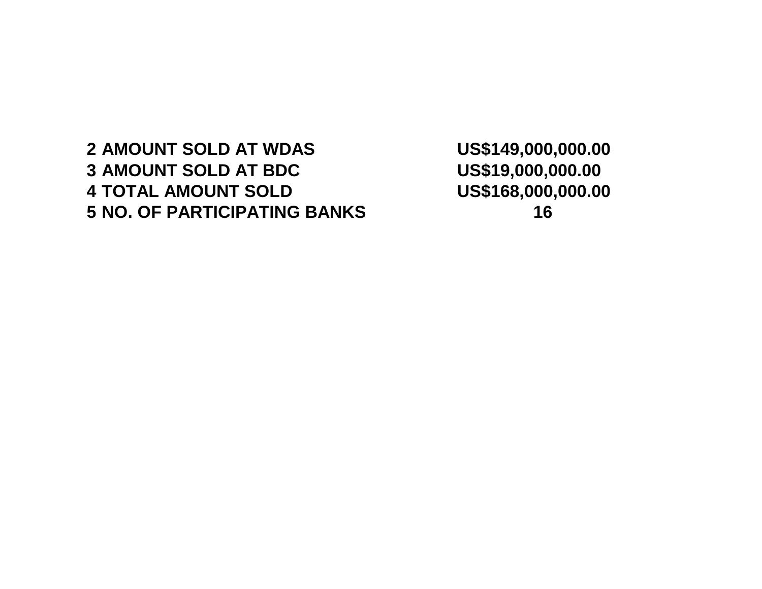| | | |
|---|---|---|
| 2 | **AMOUNT SOLD AT WDAS** | **US$149,000,000.00** |
| 3 | **AMOUNT SOLD AT BDC** | **US$19,000,000.00** |
| 4 | **TOTAL AMOUNT SOLD** | **US$168,000,000.00** |
| 5 | **NO. OF PARTICIPATING BANKS** | **16** |